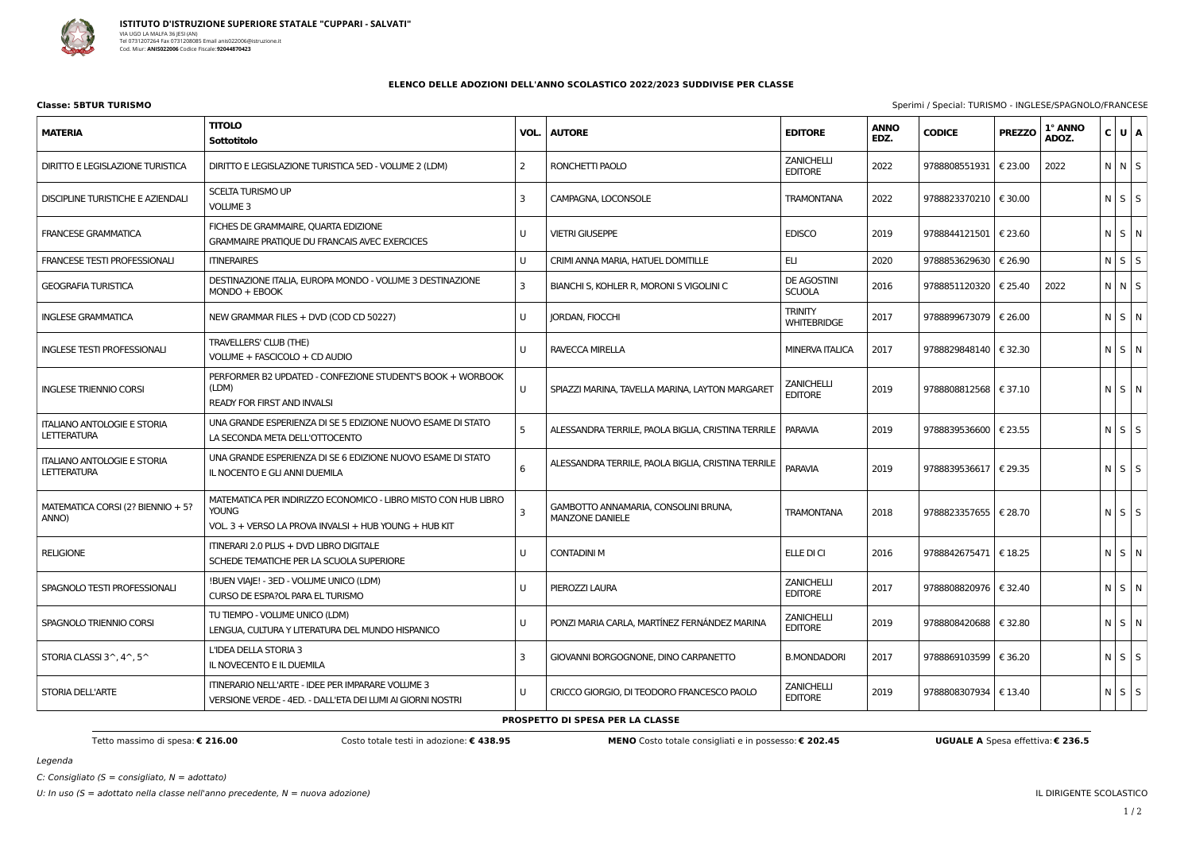**ISTITUTO D'ISTRUZIONE SUPERIORE STATALE "CUPPARI - SALVATI"**
VIA UGO LA MALFA 36 JESI (AN)
Tel 0731207264 Fax 0731208085 Email anis022006@istruzione.it
Cod. Miur: **ANIS022006** Codice Fiscale: **92044870423**

## ELENCO DELLE ADOZIONI DELL'ANNO SCOLASTICO 2022/2023 SUDDIVISE PER CLASSE

**Classe: 5BTUR TURISMO**

Sperimi / Special: TURISMO - INGLESE/SPAGNOLO/FRANCESE

| MATERIA | TITOLO / Sottotitolo | VOL. | AUTORE | EDITORE | ANNO EDZ. | CODICE | PREZZO | 1° ANNO ADOZ. | C | U | A |
|---|---|---|---|---|---|---|---|---|---|---|---|
| DIRITTO E LEGISLAZIONE TURISTICA | DIRITTO E LEGISLAZIONE TURISTICA 5ED - VOLUME 2 (LDM) | 2 | RONCHETTI PAOLO | ZANICHELLI EDITORE | 2022 | 9788808551931 | € 23.00 | 2022 | N | N | S |
| DISCIPLINE TURISTICHE E AZIENDALI | SCELTA TURISMO UP<br>VOLUME 3 | 3 | CAMPAGNA, LOCONSOLE | TRAMONTANA | 2022 | 9788823370210 | € 30.00 | | N | S | S |
| FRANCESE GRAMMATICA | FICHES DE GRAMMAIRE, QUARTA EDIZIONE<br>GRAMMAIRE PRATIQUE DU FRANCAIS AVEC EXERCICES | U | VIETRI GIUSEPPE | EDISCO | 2019 | 9788844121501 | € 23.60 | | N | S | N |
| FRANCESE TESTI PROFESSIONALI | ITINERAIRES | U | CRIMI ANNA MARIA, HATUEL DOMITILLE | ELI | 2020 | 9788853629630 | € 26.90 | | N | S | S |
| GEOGRAFIA TURISTICA | DESTINAZIONE ITALIA, EUROPA MONDO - VOLUME 3 DESTINAZIONE MONDO + EBOOK | 3 | BIANCHI S, KOHLER R, MORONI S VIGOLINI C | DE AGOSTINI SCUOLA | 2016 | 9788851120320 | € 25.40 | 2022 | N | N | S |
| INGLESE GRAMMATICA | NEW GRAMMAR FILES + DVD (COD CD 50227) | U | JORDAN, FIOCCHI | TRINITY WHITEBRIDGE | 2017 | 9788899673079 | € 26.00 | | N | S | N |
| INGLESE TESTI PROFESSIONALI | TRAVELLERS' CLUB (THE)<br>VOLUME + FASCICOLO + CD AUDIO | U | RAVECCA MIRELLA | MINERVA ITALICA | 2017 | 9788829848140 | € 32.30 | | N | S | N |
| INGLESE TRIENNIO CORSI | PERFORMER B2 UPDATED - CONFEZIONE STUDENT'S BOOK + WORBOOK (LDM)<br>READY FOR FIRST AND INVALSI | U | SPIAZZI MARINA, TAVELLA MARINA, LAYTON MARGARET | ZANICHELLI EDITORE | 2019 | 9788808812568 | € 37.10 | | N | S | N |
| ITALIANO ANTOLOGIE E STORIA LETTERATURA | UNA GRANDE ESPERIENZA DI SE 5 EDIZIONE NUOVO ESAME DI STATO<br>LA SECONDA META DELL'OTTOCENTO | 5 | ALESSANDRA TERRILE, PAOLA BIGLIA, CRISTINA TERRILE | PARAVIA | 2019 | 9788839536600 | € 23.55 | | N | S | S |
| ITALIANO ANTOLOGIE E STORIA LETTERATURA | UNA GRANDE ESPERIENZA DI SE 6 EDIZIONE NUOVO ESAME DI STATO<br>IL NOCENTO E GLI ANNI DUEMILA | 6 | ALESSANDRA TERRILE, PAOLA BIGLIA, CRISTINA TERRILE | PARAVIA | 2019 | 9788839536617 | € 29.35 | | N | S | S |
| MATEMATICA CORSI (2? BIENNIO + 5? ANNO) | MATEMATICA PER INDIRIZZO ECONOMICO - LIBRO MISTO CON HUB LIBRO YOUNG<br>VOL. 3 + VERSO LA PROVA INVALSI + HUB YOUNG + HUB KIT | 3 | GAMBOTTO ANNAMARIA, CONSOLINI BRUNA, MANZONE DANIELE | TRAMONTANA | 2018 | 9788823357655 | € 28.70 | | N | S | S |
| RELIGIONE | ITINERARI 2.0 PLUS + DVD LIBRO DIGITALE<br>SCHEDE TEMATICHE PER LA SCUOLA SUPERIORE | U | CONTADINI M | ELLE DI CI | 2016 | 9788842675471 | € 18.25 | | N | S | N |
| SPAGNOLO TESTI PROFESSIONALI | !BUEN VIAJE! - 3ED - VOLUME UNICO (LDM)<br>CURSO DE ESPA?OL PARA EL TURISMO | U | PIEROZZI LAURA | ZANICHELLI EDITORE | 2017 | 9788808820976 | € 32.40 | | N | S | N |
| SPAGNOLO TRIENNIO CORSI | TU TIEMPO - VOLUME UNICO (LDM)<br>LENGUA, CULTURA Y LITERATURA DEL MUNDO HISPANICO | U | PONZI MARIA CARLA, MARTÍNEZ FERNÁNDEZ MARINA | ZANICHELLI EDITORE | 2019 | 9788808420688 | € 32.80 | | N | S | N |
| STORIA CLASSI 3^, 4^, 5^ | L'IDEA DELLA STORIA 3<br>IL NOVECENTO E IL DUEMILA | 3 | GIOVANNI BORGOGNONE, DINO CARPANETTO | B.MONDADORI | 2017 | 9788869103599 | € 36.20 | | N | S | S |
| STORIA DELL'ARTE | ITINERARIO NELL'ARTE - IDEE PER IMPARARE VOLUME 3<br>VERSIONE VERDE - 4ED. - DALL'ETA DEI LUMI AI GIORNI NOSTRI | U | CRICCO GIORGIO, DI TEODORO FRANCESCO PAOLO | ZANICHELLI EDITORE | 2019 | 9788808307934 | € 13.40 | | N | S | S |

**PROSPETTO DI SPESA PER LA CLASSE**

Tetto massimo di spesa: **€ 216.00** — Costo totale testi in adozione: **€ 438.95** — **MENO** Costo totale consigliati e in possesso: **€ 202.45** — **UGUALE A** Spesa effettiva: **€ 236.5**

*Legenda*

*C: Consigliato (S = consigliato, N = adottato)*

*U: In uso (S = adottato nella classe nell'anno precedente, N = nuova adozione)*

IL DIRIGENTE SCOLASTICO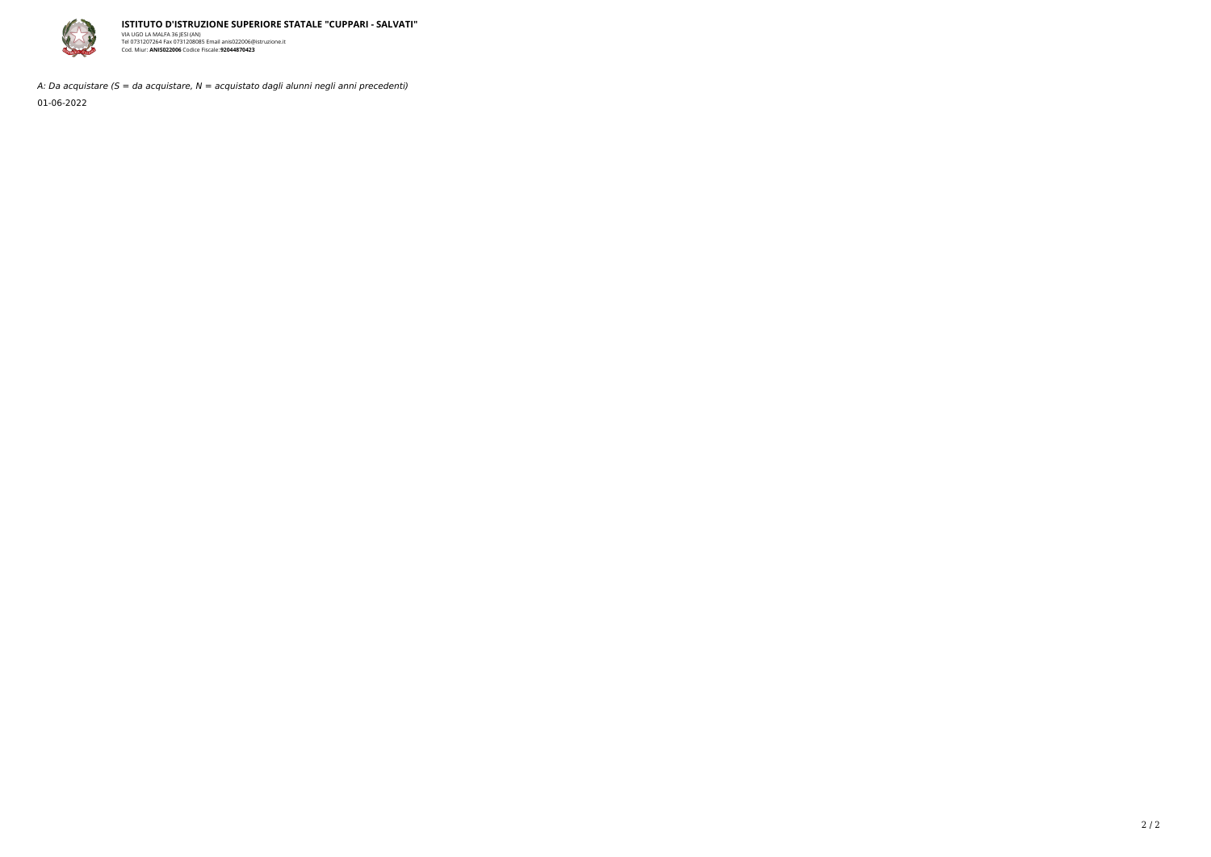**ISTITUTO D'ISTRUZIONE SUPERIORE STATALE "CUPPARI - SALVATI"**
VIA UGO LA MALFA 36 JESI (AN)
Tel 0731207264 Fax 0731208085 Email anis022006@istruzione.it
Cod. Miur: **ANIS022006** Codice Fiscale: **92044870423**

*A: Da acquistare (S = da acquistare, N = acquistato dagli alunni negli anni precedenti)*

01-06-2022